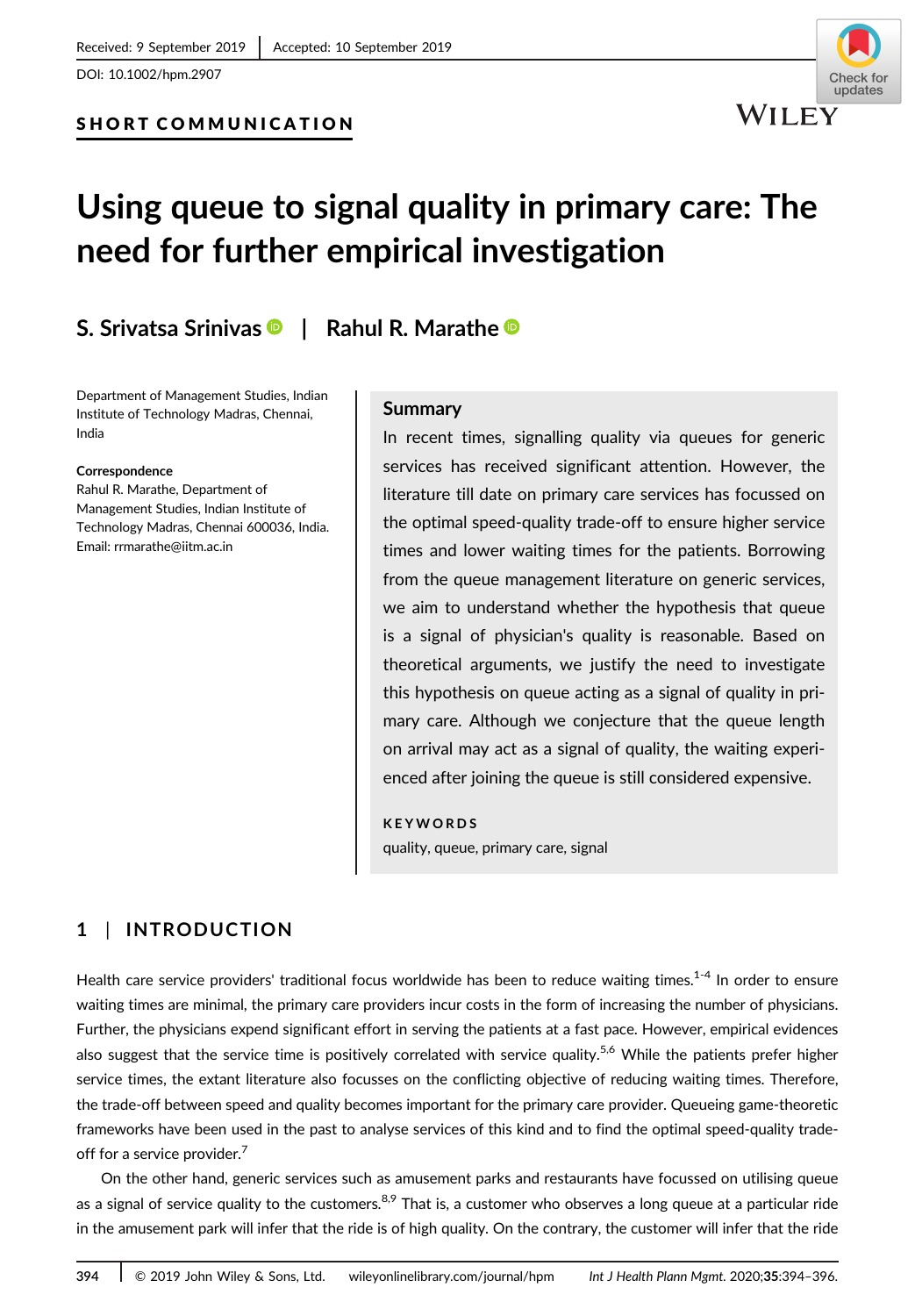Received: 9 September 2019 | Accepted: 10 September 2019

DOI: 10.1002/hpm.2907

**SHORT COMMUNICATION**

# Using queue to signal quality in primary care: The need for further empirical investigation

**S. Srivatsa Srinivas** | **Rahul R. Marathe**

Department of Management Studies, Indian Institute of Technology Madras, Chennai, India

**Correspondence**
Rahul R. Marathe, Department of Management Studies, Indian Institute of Technology Madras, Chennai 600036, India.
Email: rrmarathe@iitm.ac.in

## Summary

In recent times, signalling quality via queues for generic services has received significant attention. However, the literature till date on primary care services has focussed on the optimal speed-quality trade-off to ensure higher service times and lower waiting times for the patients. Borrowing from the queue management literature on generic services, we aim to understand whether the hypothesis that queue is a signal of physician's quality is reasonable. Based on theoretical arguments, we justify the need to investigate this hypothesis on queue acting as a signal of quality in primary care. Although we conjecture that the queue length on arrival may act as a signal of quality, the waiting experienced after joining the queue is still considered expensive.

**KEYWORDS**

quality, queue, primary care, signal

## 1 | INTRODUCTION

Health care service providers' traditional focus worldwide has been to reduce waiting times.[1-4] In order to ensure waiting times are minimal, the primary care providers incur costs in the form of increasing the number of physicians. Further, the physicians expend significant effort in serving the patients at a fast pace. However, empirical evidences also suggest that the service time is positively correlated with service quality.[5,6] While the patients prefer higher service times, the extant literature also focusses on the conflicting objective of reducing waiting times. Therefore, the trade-off between speed and quality becomes important for the primary care provider. Queueing game-theoretic frameworks have been used in the past to analyse services of this kind and to find the optimal speed-quality trade-off for a service provider.[7]

On the other hand, generic services such as amusement parks and restaurants have focussed on utilising queue as a signal of service quality to the customers.[8,9] That is, a customer who observes a long queue at a particular ride in the amusement park will infer that the ride is of high quality. On the contrary, the customer will infer that the ride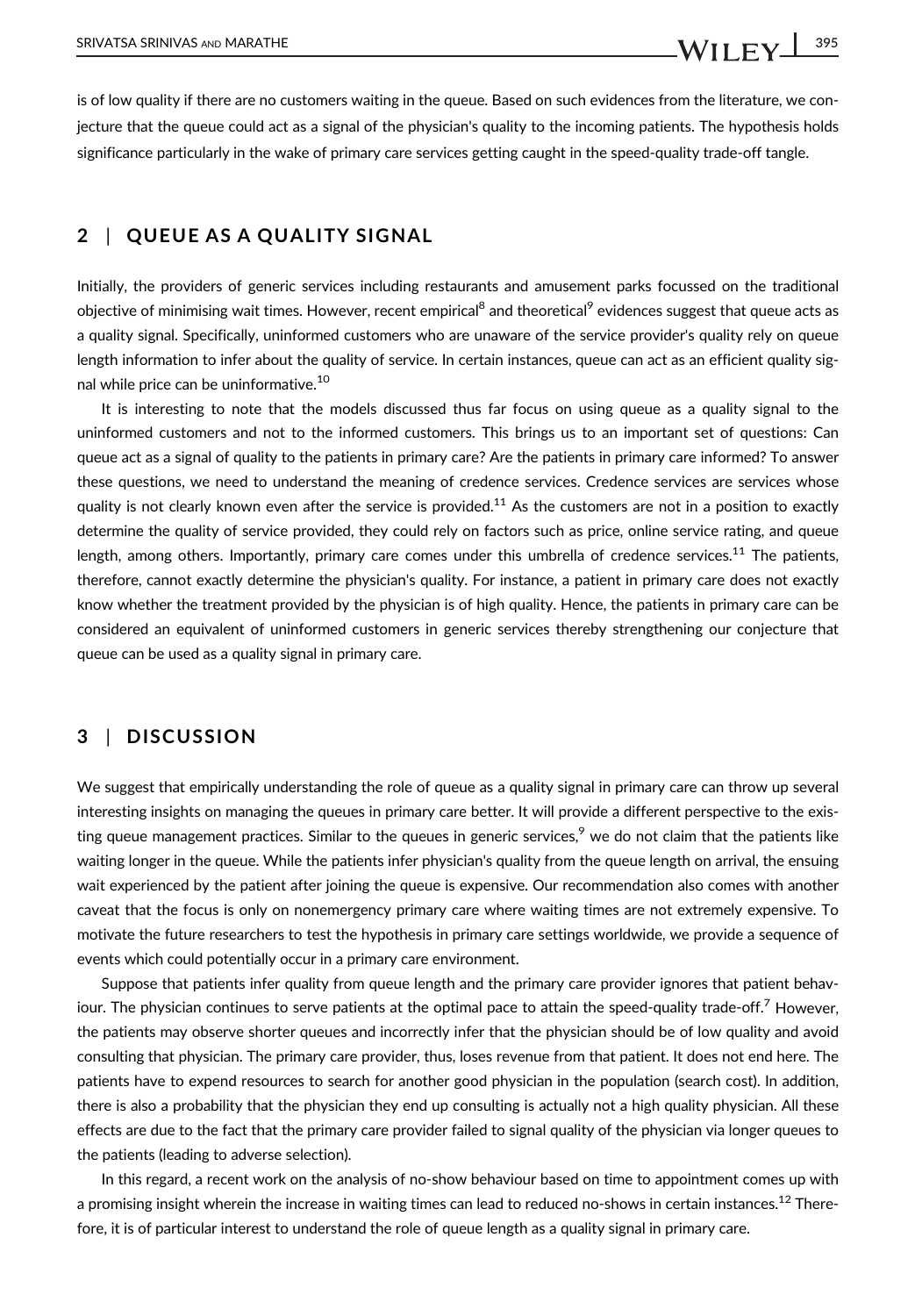is of low quality if there are no customers waiting in the queue. Based on such evidences from the literature, we conjecture that the queue could act as a signal of the physician's quality to the incoming patients. The hypothesis holds significance particularly in the wake of primary care services getting caught in the speed-quality trade-off tangle.

## 2 | QUEUE AS A QUALITY SIGNAL

Initially, the providers of generic services including restaurants and amusement parks focussed on the traditional objective of minimising wait times. However, recent empirical[8] and theoretical[9] evidences suggest that queue acts as a quality signal. Specifically, uninformed customers who are unaware of the service provider's quality rely on queue length information to infer about the quality of service. In certain instances, queue can act as an efficient quality signal while price can be uninformative.[10]

It is interesting to note that the models discussed thus far focus on using queue as a quality signal to the uninformed customers and not to the informed customers. This brings us to an important set of questions: Can queue act as a signal of quality to the patients in primary care? Are the patients in primary care informed? To answer these questions, we need to understand the meaning of credence services. Credence services are services whose quality is not clearly known even after the service is provided.[11] As the customers are not in a position to exactly determine the quality of service provided, they could rely on factors such as price, online service rating, and queue length, among others. Importantly, primary care comes under this umbrella of credence services.[11] The patients, therefore, cannot exactly determine the physician's quality. For instance, a patient in primary care does not exactly know whether the treatment provided by the physician is of high quality. Hence, the patients in primary care can be considered an equivalent of uninformed customers in generic services thereby strengthening our conjecture that queue can be used as a quality signal in primary care.

## 3 | DISCUSSION

We suggest that empirically understanding the role of queue as a quality signal in primary care can throw up several interesting insights on managing the queues in primary care better. It will provide a different perspective to the existing queue management practices. Similar to the queues in generic services,[9] we do not claim that the patients like waiting longer in the queue. While the patients infer physician's quality from the queue length on arrival, the ensuing wait experienced by the patient after joining the queue is expensive. Our recommendation also comes with another caveat that the focus is only on nonemergency primary care where waiting times are not extremely expensive. To motivate the future researchers to test the hypothesis in primary care settings worldwide, we provide a sequence of events which could potentially occur in a primary care environment.

Suppose that patients infer quality from queue length and the primary care provider ignores that patient behaviour. The physician continues to serve patients at the optimal pace to attain the speed-quality trade-off.[7] However, the patients may observe shorter queues and incorrectly infer that the physician should be of low quality and avoid consulting that physician. The primary care provider, thus, loses revenue from that patient. It does not end here. The patients have to expend resources to search for another good physician in the population (search cost). In addition, there is also a probability that the physician they end up consulting is actually not a high quality physician. All these effects are due to the fact that the primary care provider failed to signal quality of the physician via longer queues to the patients (leading to adverse selection).

In this regard, a recent work on the analysis of no-show behaviour based on time to appointment comes up with a promising insight wherein the increase in waiting times can lead to reduced no-shows in certain instances.[12] Therefore, it is of particular interest to understand the role of queue length as a quality signal in primary care.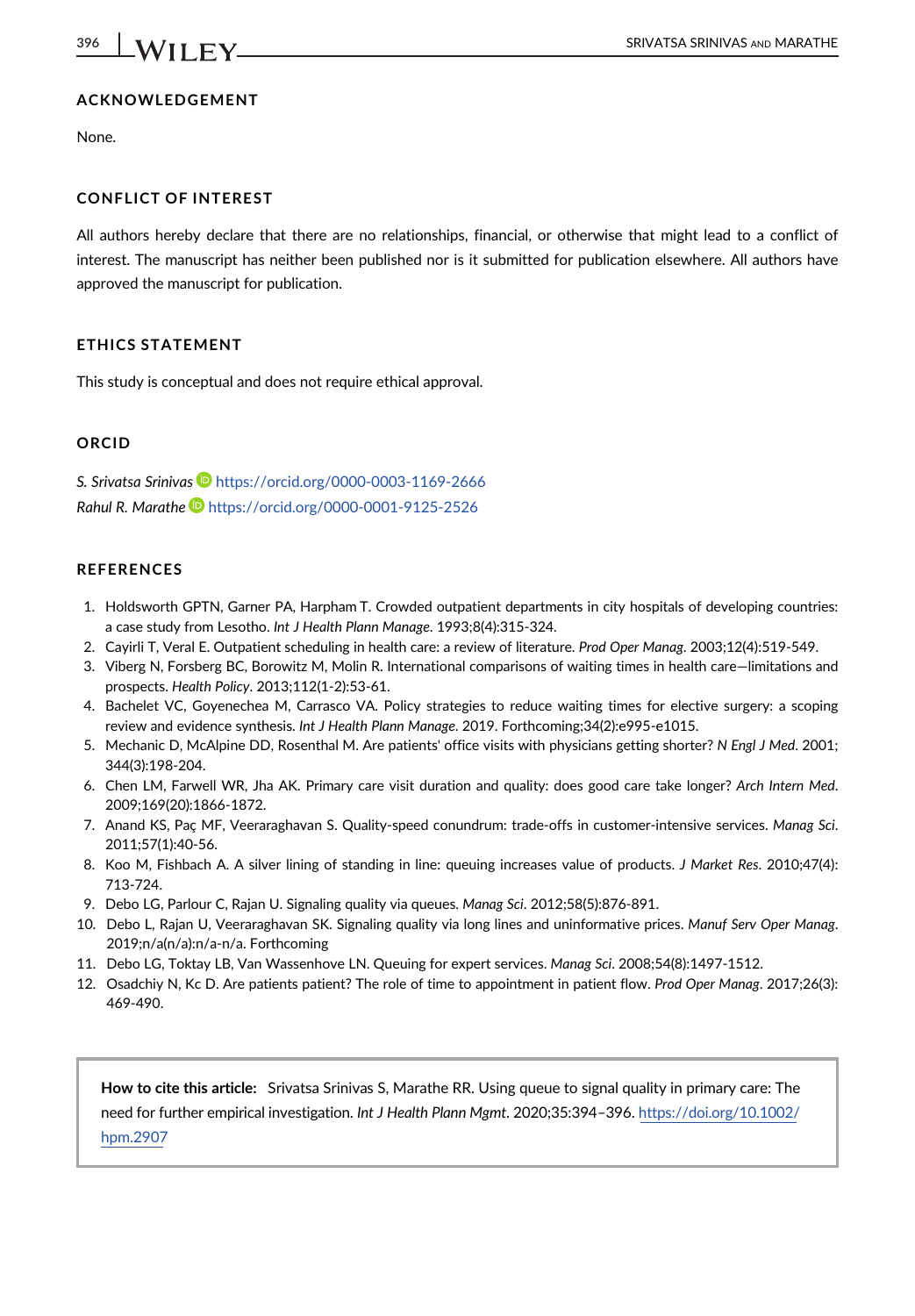## ACKNOWLEDGEMENT

None.

## CONFLICT OF INTEREST

All authors hereby declare that there are no relationships, financial, or otherwise that might lead to a conflict of interest. The manuscript has neither been published nor is it submitted for publication elsewhere. All authors have approved the manuscript for publication.

## ETHICS STATEMENT

This study is conceptual and does not require ethical approval.

## ORCID

*S. Srivatsa Srinivas* https://orcid.org/0000-0003-1169-2666

*Rahul R. Marathe* https://orcid.org/0000-0001-9125-2526

## REFERENCES

1. Holdsworth GPTN, Garner PA, Harpham T. Crowded outpatient departments in city hospitals of developing countries: a case study from Lesotho. *Int J Health Plann Manage*. 1993;8(4):315-324.
2. Cayirli T, Veral E. Outpatient scheduling in health care: a review of literature. *Prod Oper Manag*. 2003;12(4):519-549.
3. Viberg N, Forsberg BC, Borowitz M, Molin R. International comparisons of waiting times in health care—limitations and prospects. *Health Policy*. 2013;112(1-2):53-61.
4. Bachelet VC, Goyenechea M, Carrasco VA. Policy strategies to reduce waiting times for elective surgery: a scoping review and evidence synthesis. *Int J Health Plann Manage*. 2019. Forthcoming;34(2):e995-e1015.
5. Mechanic D, McAlpine DD, Rosenthal M. Are patients' office visits with physicians getting shorter? *N Engl J Med*. 2001; 344(3):198-204.
6. Chen LM, Farwell WR, Jha AK. Primary care visit duration and quality: does good care take longer? *Arch Intern Med*. 2009;169(20):1866-1872.
7. Anand KS, Paç MF, Veeraraghavan S. Quality-speed conundrum: trade-offs in customer-intensive services. *Manag Sci*. 2011;57(1):40-56.
8. Koo M, Fishbach A. A silver lining of standing in line: queuing increases value of products. *J Market Res*. 2010;47(4): 713-724.
9. Debo LG, Parlour C, Rajan U. Signaling quality via queues. *Manag Sci*. 2012;58(5):876-891.
10. Debo L, Rajan U, Veeraraghavan SK. Signaling quality via long lines and uninformative prices. *Manuf Serv Oper Manag*. 2019;n/a(n/a):n/a-n/a. Forthcoming
11. Debo LG, Toktay LB, Van Wassenhove LN. Queuing for expert services. *Manag Sci*. 2008;54(8):1497-1512.
12. Osadchiy N, Kc D. Are patients patient? The role of time to appointment in patient flow. *Prod Oper Manag*. 2017;26(3): 469-490.

**How to cite this article:** Srivatsa Srinivas S, Marathe RR. Using queue to signal quality in primary care: The need for further empirical investigation. *Int J Health Plann Mgmt*. 2020;35:394–396. https://doi.org/10.1002/hpm.2907